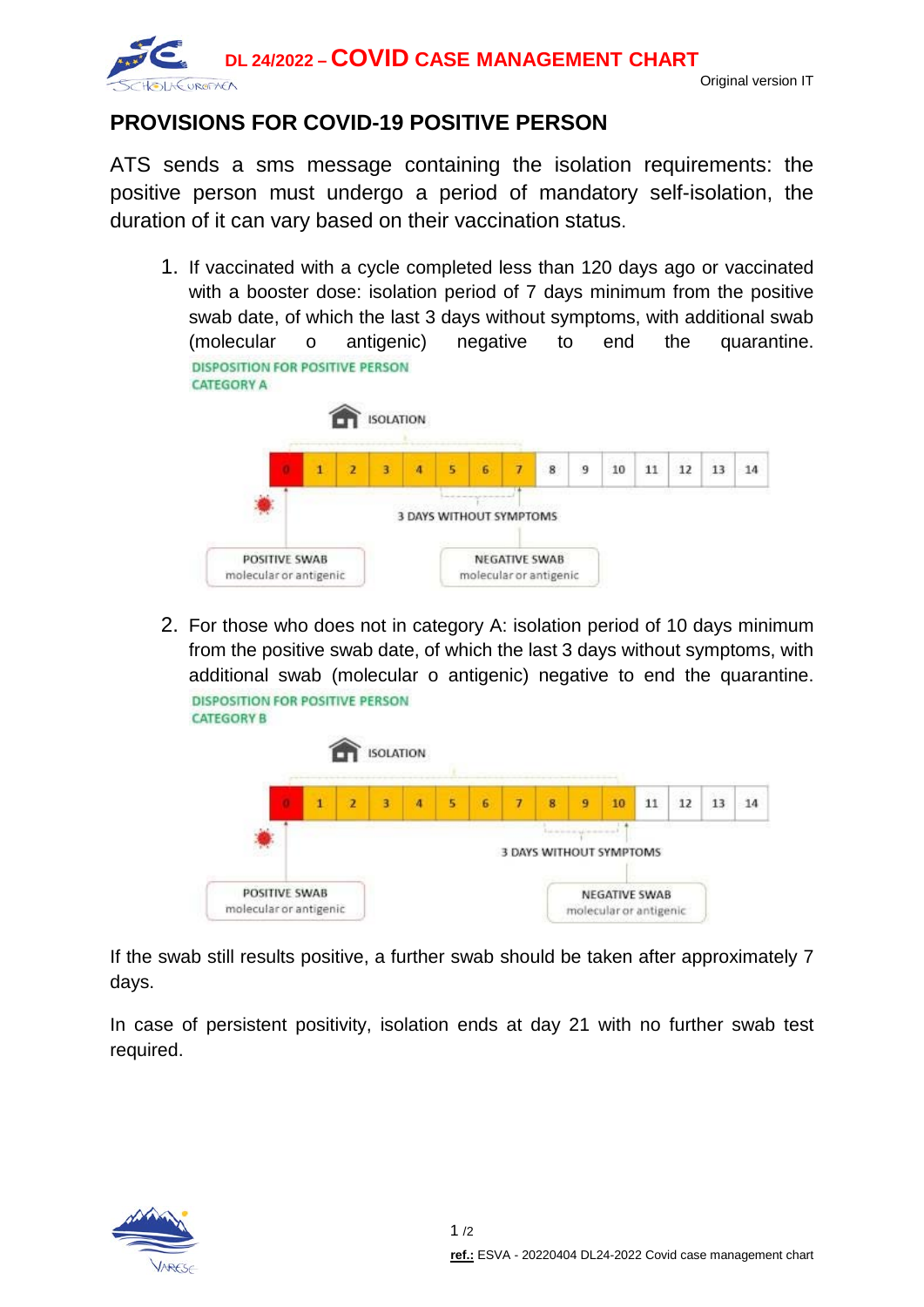# DL 24/2022 – COVID CASE MANAGEMENT CHART

Original version IT

## PROVISIONS FOR COVID-19 POSITIVE PERSON

ATS sends a sms message containing the isolation requirements: the positive person must undergo a period of mandatory self-isolation, the duration of it can vary based on their vaccination status.

1. If vaccinated with a cycle completed less than 120 days ago or vaccinated with a booster dose: isolation period of 7 days minimum from the positive swab date, of which the last 3 days without symptoms, with additional swab (molecular o antigenic) negative to end the quarantine.

   DISPOSITION FOR POSITIVE PERSON
   CATEGORY A

   ISOLATION

   | 0 | 1 | 2 | 3 | 4 | 5 | 6 | 7 | 8 | 9 | 10 | 11 | 12 | 13 | 14 |
   |---|---|---|---|---|---|---|---|---|---|---|---|---|---|---|

   3 DAYS WITHOUT SYMPTOMS

   POSITIVE SWAB molecular or antigenic

   NEGATIVE SWAB molecular or antigenic

2. For those who does not in category A: isolation period of 10 days minimum from the positive swab date, of which the last 3 days without symptoms, with additional swab (molecular o antigenic) negative to end the quarantine.

   DISPOSITION FOR POSITIVE PERSON
   CATEGORY B

   ISOLATION

   | 0 | 1 | 2 | 3 | 4 | 5 | 6 | 7 | 8 | 9 | 10 | 11 | 12 | 13 | 14 |
   |---|---|---|---|---|---|---|---|---|---|---|---|---|---|---|

   3 DAYS WITHOUT SYMPTOMS

   POSITIVE SWAB molecular or antigenic

   NEGATIVE SWAB molecular or antigenic

If the swab still results positive, a further swab should be taken after approximately 7 days.

In case of persistent positivity, isolation ends at day 21 with no further swab test required.

**ref.:** ESVA - 20220404 DL24-2022 Covid case management chart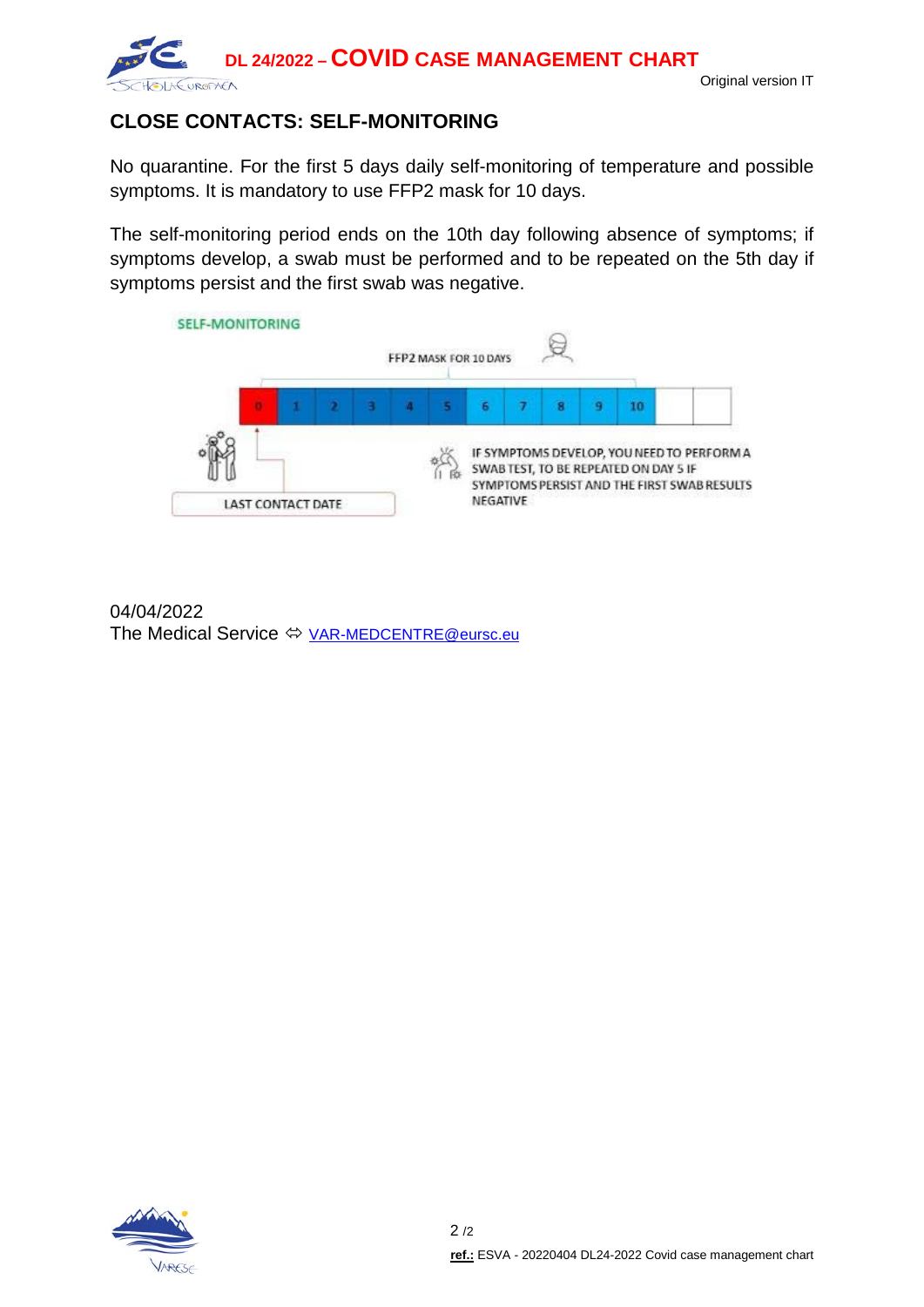## CLOSE CONTACTS: SELF-MONITORING

No quarantine. For the first 5 days daily self-monitoring of temperature and possible symptoms. It is mandatory to use FFP2 mask for 10 days.

The self-monitoring period ends on the 10th day following absence of symptoms; if symptoms develop, a swab must be performed and to be repeated on the 5th day if symptoms persist and the first swab was negative.

SELF-MONITORING

FFP2 MASK FOR 10 DAYS

0 1 2 3 4 5 6 7 8 9 10

LAST CONTACT DATE

IF SYMPTOMS DEVELOP, YOU NEED TO PERFORM A SWAB TEST, TO BE REPEATED ON DAY 5 IF SYMPTOMS PERSIST AND THE FIRST SWAB RESULTS NEGATIVE

04/04/2022
The Medical Service ⇔ VAR-MEDCENTRE@eursc.eu